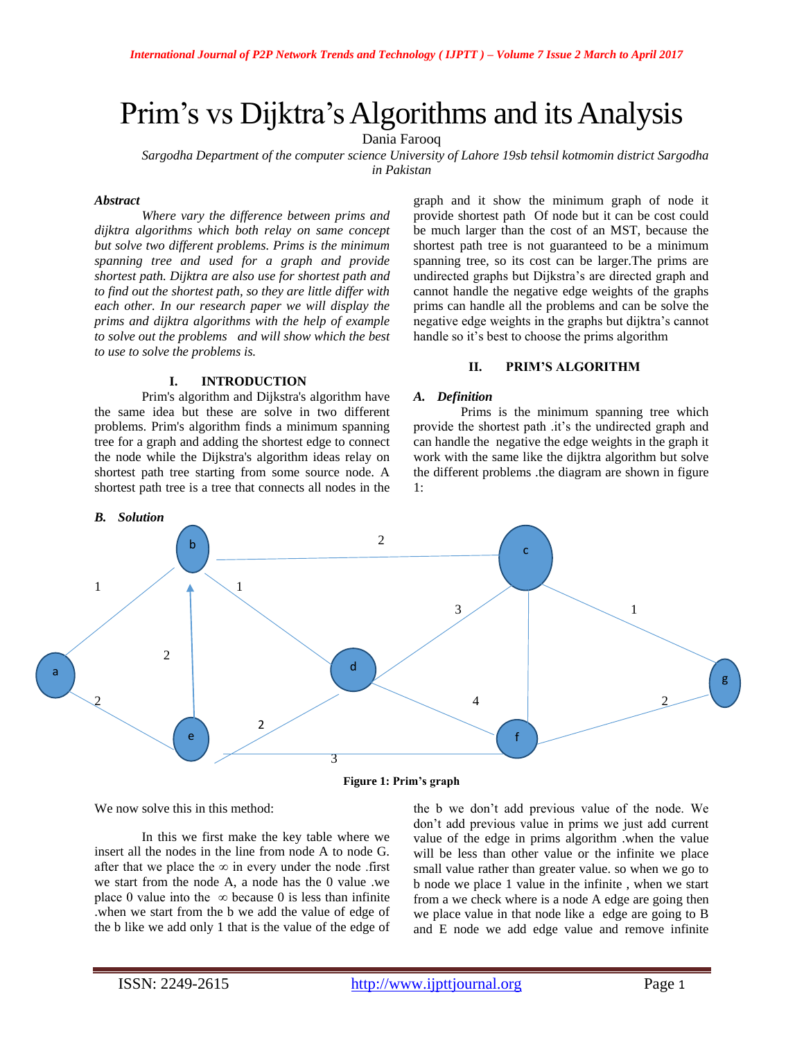# Prim's vs Dijktra's Algorithms and its Analysis

Dania Farooq

*Sargodha Department of the computer science University of Lahore 19sb tehsil kotmomin district Sargodha in Pakistan*

***Abstract***

*Where vary the difference between prims and dijktra algorithms which both relay on same concept but solve two different problems. Prims is the minimum spanning tree and used for a graph and provide shortest path. Dijktra are also use for shortest path and to find out the shortest path, so they are little differ with each other. In our research paper we will display the prims and dijktra algorithms with the help of example to solve out the problems and will show which the best to use to solve the problems is.*

## I. INTRODUCTION

Prim's algorithm and Dijkstra's algorithm have the same idea but these are solve in two different problems. Prim's algorithm finds a minimum spanning tree for a graph and adding the shortest edge to connect the node while the Dijkstra's algorithm ideas relay on shortest path tree starting from some source node. A shortest path tree is a tree that connects all nodes in the graph and it show the minimum graph of node it provide shortest path Of node but it can be cost could be much larger than the cost of an MST, because the shortest path tree is not guaranteed to be a minimum spanning tree, so its cost can be larger.The prims are undirected graphs but Dijkstra's are directed graph and cannot handle the negative edge weights of the graphs prims can handle all the problems and can be solve the negative edge weights in the graphs but dijktra's cannot handle so it's best to choose the prims algorithm

## II. PRIM'S ALGORITHM

### *A. Definition*

Prims is the minimum spanning tree which provide the shortest path .it's the undirected graph and can handle the negative the edge weights in the graph it work with the same like the dijktra algorithm but solve the different problems .the diagram are shown in figure 1:

### *B. Solution*

**Figure 1: Prim's graph**

We now solve this in this method:

In this we first make the key table where we insert all the nodes in the line from node A to node G. after that we place the ∞ in every under the node .first we start from the node A, a node has the 0 value .we place 0 value into the ∞ because 0 is less than infinite .when we start from the b we add the value of edge of the b like we add only 1 that is the value of the edge of the b we don't add previous value of the node. We don't add previous value in prims we just add current value of the edge in prims algorithm .when the value will be less than other value or the infinite we place small value rather than greater value. so when we go to b node we place 1 value in the infinite , when we start from a we check where is a node A edge are going then we place value in that node like a edge are going to B and E node we add edge value and remove infinite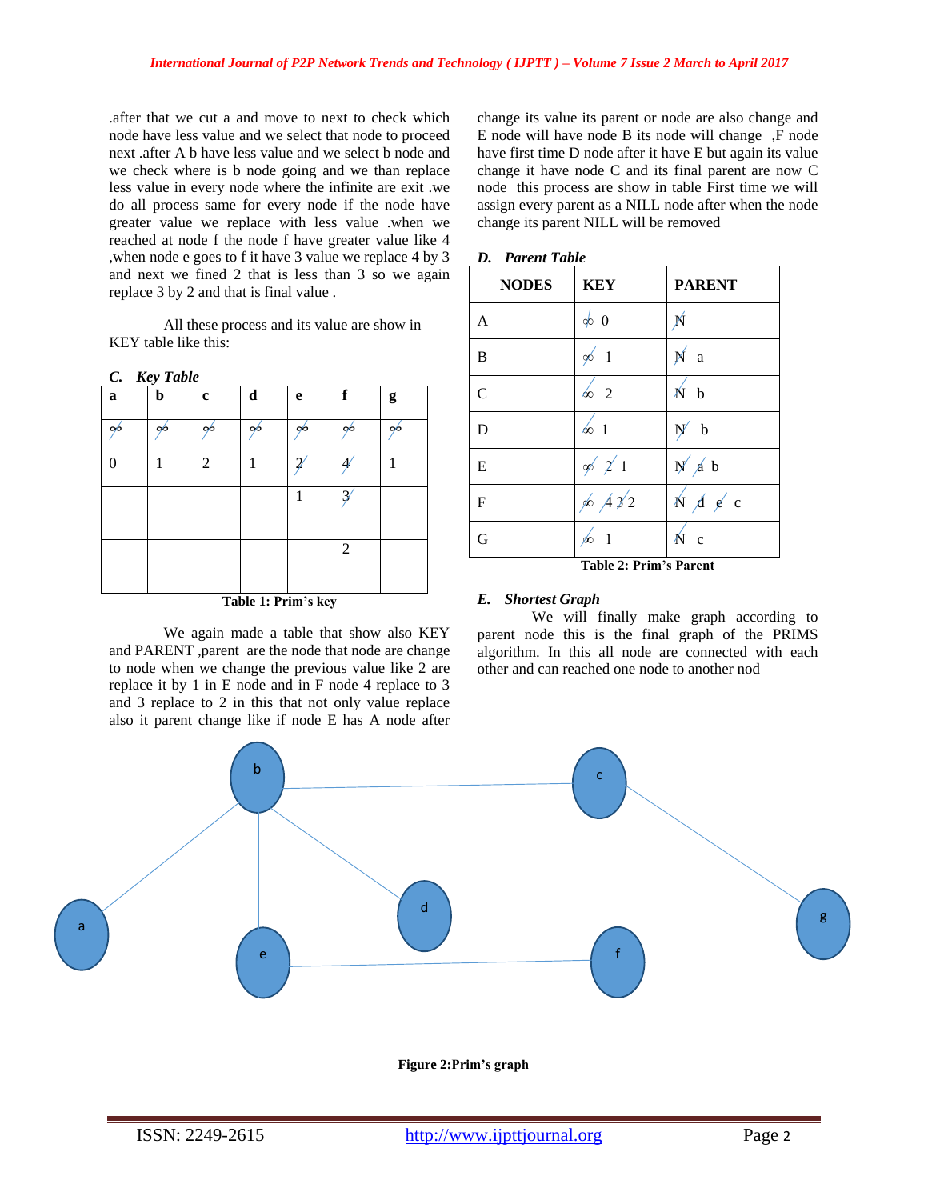.after that we cut a and move to next to check which node have less value and we select that node to proceed next .after A b have less value and we select b node and we check where is b node going and we than replace less value in every node where the infinite are exit .we do all process same for every node if the node have greater value we replace with less value .when we reached at node f the node f have greater value like 4 ,when node e goes to f it have 3 value we replace 4 by 3 and next we fined 2 that is less than 3 so we again replace 3 by 2 and that is final value .

All these process and its value are show in KEY table like this:

### C. Key Table

| a | b | c | d | e | f | g |
|---|---|---|---|---|---|---|
| ∞ | ∞ | ∞ | ∞ | ∞ | ∞ | ∞ |
| 0 | 1 | 2 | 1 | 2 | 4 | 1 |
| | | | | 1 | 3 | |
| | | | | | 2 | |

**Table 1: Prim's key**

We again made a table that show also KEY and PARENT ,parent are the node that node are change to node when we change the previous value like 2 are replace it by 1 in E node and in F node 4 replace to 3 and 3 replace to 2 in this that not only value replace also it parent change like if node E has A node after change its value its parent or node are also change and E node will have node B its node will change ,F node have first time D node after it have E but again its value change it have node C and its final parent are now C node this process are show in table First time we will assign every parent as a NILL node after when the node change its parent NILL will be removed

### D. Parent Table

| NODES | KEY | PARENT |
|---|---|---|
| A | ∞ 0 | N |
| B | ∞ 1 | N a |
| C | ∞ 2 | N b |
| D | ∞ 1 | N b |
| E | ∞ 2 1 | N a b |
| F | ∞ 4 3 2 | N d e c |
| G | ∞ 1 | N c |

**Table 2: Prim's Parent**

### E. Shortest Graph

We will finally make graph according to parent node this is the final graph of the PRIMS algorithm. In this all node are connected with each other and can reached one node to another nod

**Figure 2:Prim's graph**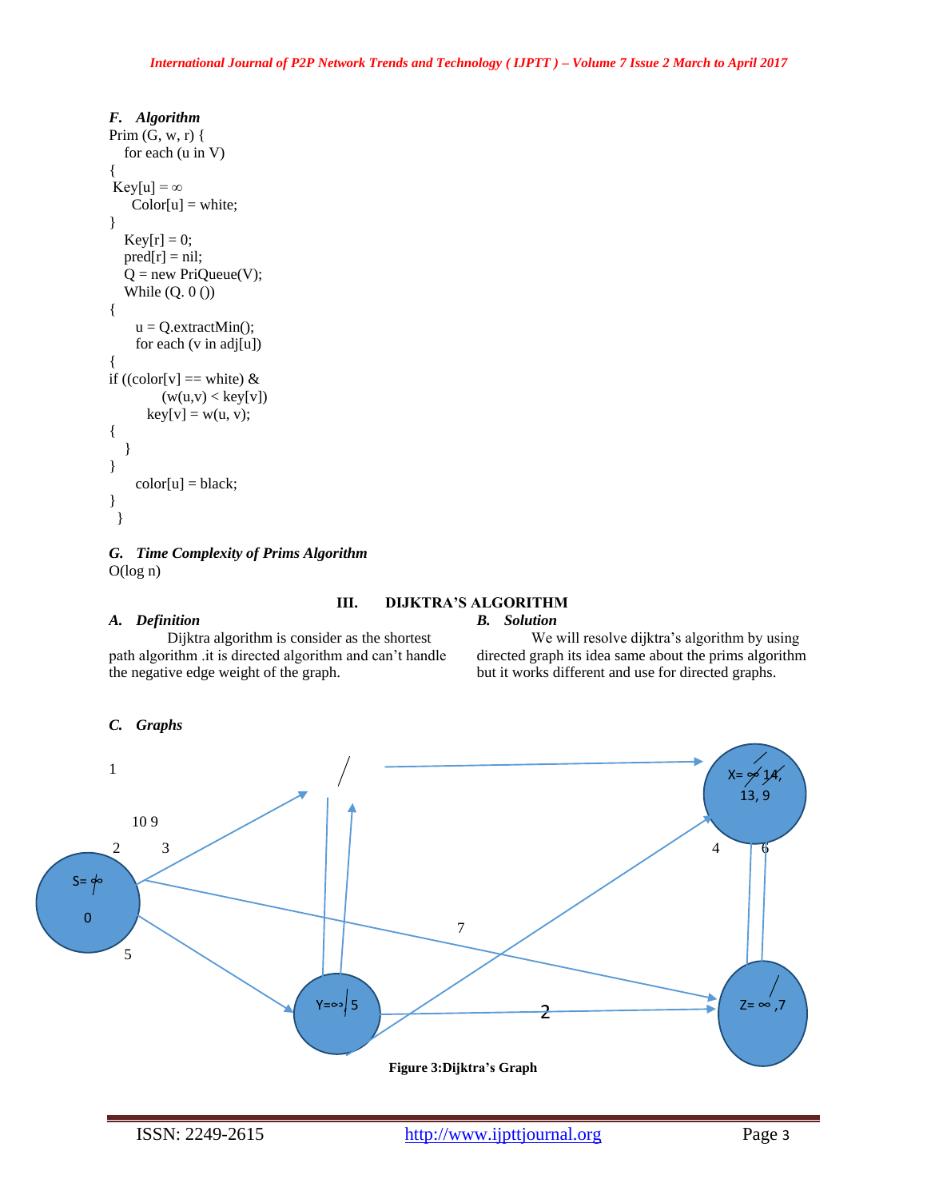### F. Algorithm

```
Prim (G, w, r) {
   for each (u in V)
{
 Key[u] = ∞
     Color[u] = white;
}
   Key[r] = 0;
   pred[r] = nil;
   Q = new PriQueue(V);
   While (Q. 0 ())
{
     u = Q.extractMin();
     for each (v in adj[u])
{
if ((color[v] == white) &
          (w(u,v) < key[v])
       key[v] = w(u, v);
{
   }
}
     color[u] = black;
}
  }
```

### G. Time Complexity of Prims Algorithm

O(log n)

## III. DIJKTRA'S ALGORITHM

### A. Definition

Dijktra algorithm is consider as the shortest path algorithm .it is directed algorithm and can't handle the negative edge weight of the graph.

### B. Solution

We will resolve dijktra's algorithm by using directed graph its idea same about the prims algorithm but it works different and use for directed graphs.

### C. Graphs

1

10 9

2 3

S= ∞ 0

5

7

4 6

X= ∞ 14, 13, 9

Y=∞ 5

2

Z= ∞ ,7

**Figure 3:Dijktra's Graph**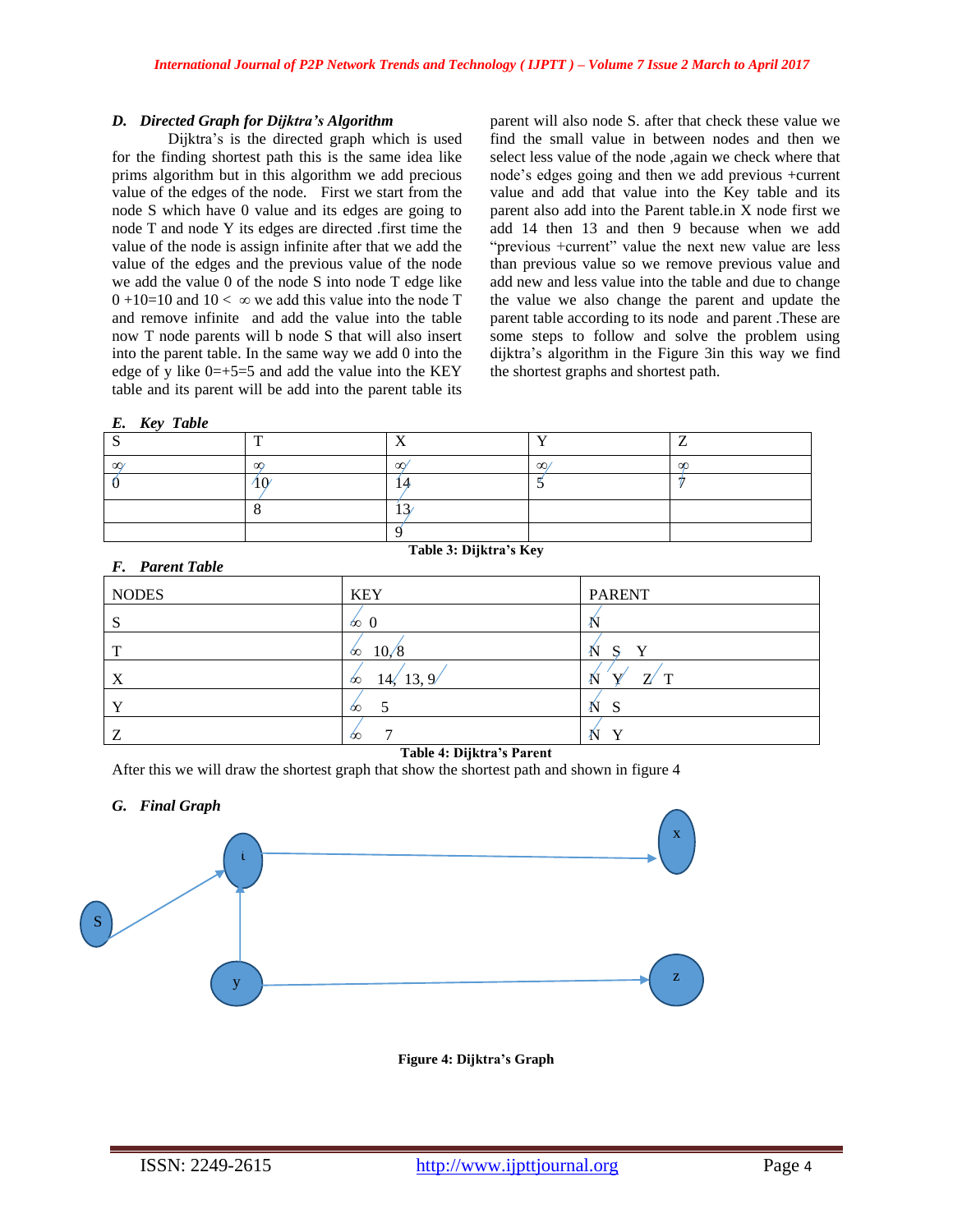### *D. Directed Graph for Dijktra's Algorithm*

Dijktra's is the directed graph which is used for the finding shortest path this is the same idea like prims algorithm but in this algorithm we add precious value of the edges of the node. First we start from the node S which have 0 value and its edges are going to node T and node Y its edges are directed .first time the value of the node is assign infinite after that we add the value of the edges and the previous value of the node we add the value 0 of the node S into node T edge like 0 +10=10 and 10 < ∞ we add this value into the node T and remove infinite and add the value into the table now T node parents will b node S that will also insert into the parent table. In the same way we add 0 into the edge of y like 0=+5=5 and add the value into the KEY table and its parent will be add into the parent table its parent will also node S. after that check these value we find the small value in between nodes and then we select less value of the node ,again we check where that node's edges going and then we add previous +current value and add that value into the Key table and its parent also add into the Parent table.in X node first we add 14 then 13 and then 9 because when we add "previous +current" value the next new value are less than previous value so we remove previous value and add new and less value into the table and due to change the value we also change the parent and update the parent table according to its node and parent .These are some steps to follow and solve the problem using dijktra's algorithm in the Figure 3in this way we find the shortest graphs and shortest path.

### *E. Key Table*

| S | T | X | Y | Z |
|---|---|---|---|---|
| ∞ | ∞ | ∞ | ∞ | ∞ |
| 0 | 10 | 14 | 5 | 7 |
| | 8 | 13 | | |
| | | 9 | | |

**Table 3: Dijktra's Key**

### *F. Parent Table*

| NODES | KEY | PARENT |
|---|---|---|
| S | ∞ 0 | N |
| T | ∞ 10, 8 | N S Y |
| X | ∞ 14, 13, 9 | N Y Z T |
| Y | ∞ 5 | N S |
| Z | ∞ 7 | N Y |

**Table 4: Dijktra's Parent**

After this we will draw the shortest graph that show the shortest path and shown in figure 4

### *G. Final Graph*

**Figure 4: Dijktra's Graph**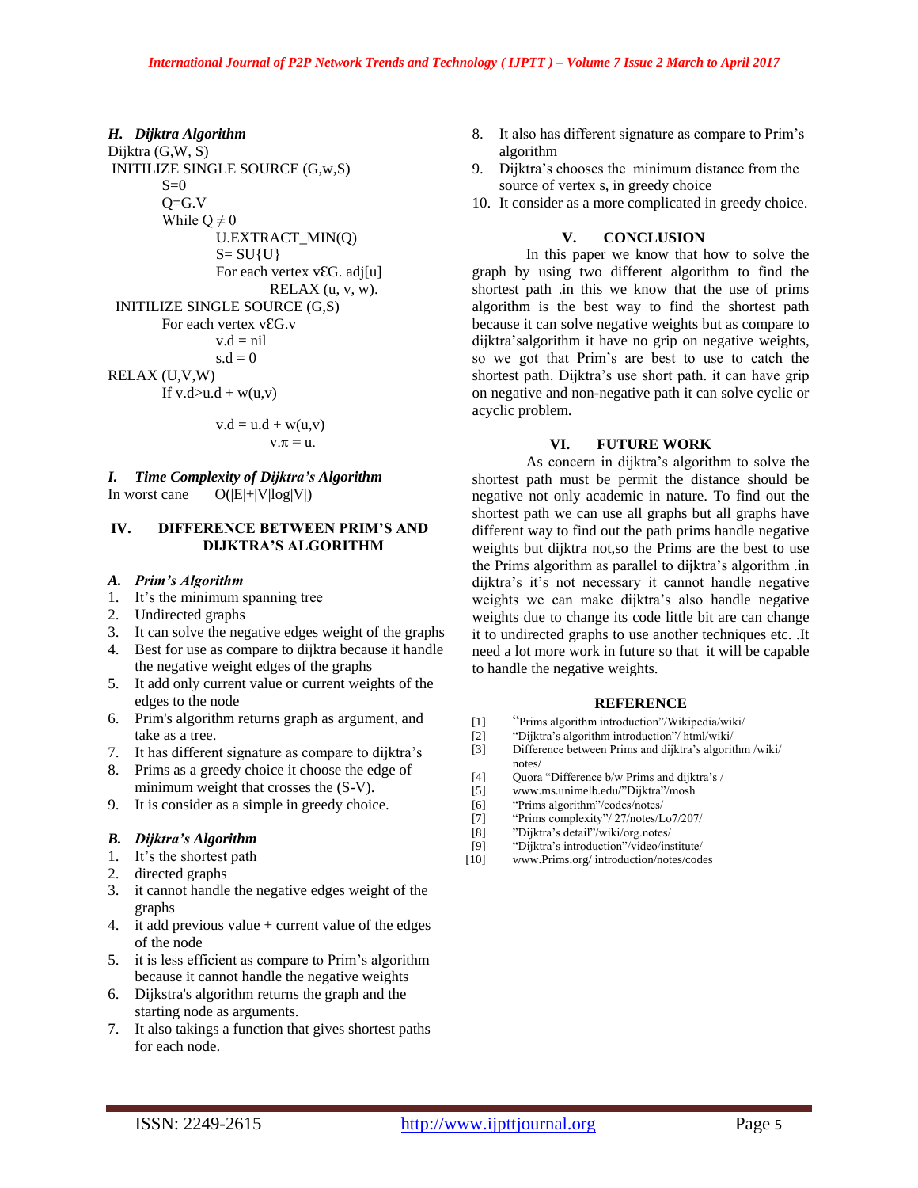### *H. Dijktra Algorithm*

```
Dijktra (G,W, S)
 INITILIZE SINGLE SOURCE (G,w,S)
        S=0
        Q=G.V
        While Q ≠ 0
                U.EXTRACT_MIN(Q)
                S= SU{U}
                For each vertex vƐG. adj[u]
                        RELAX (u, v, w).
 INITILIZE SINGLE SOURCE (G,S)
        For each vertex vƐG.v
                v.d = nil
                s.d = 0
RELAX (U,V,W)
        If v.d>u.d + w(u,v)

                v.d = u.d + w(u,v)
                        v.π = u.
```

### *I. Time Complexity of Dijktra's Algorithm*

In worst cane  $O(|E|+|V|\log|V|)$

## IV. DIFFERENCE BETWEEN PRIM'S AND DIJKTRA'S ALGORITHM

### *A. Prim's Algorithm*

1. It's the minimum spanning tree
2. Undirected graphs
3. It can solve the negative edges weight of the graphs
4. Best for use as compare to dijktra because it handle the negative weight edges of the graphs
5. It add only current value or current weights of the edges to the node
6. Prim's algorithm returns graph as argument, and take as a tree.
7. It has different signature as compare to dijktra's
8. Prims as a greedy choice it choose the edge of minimum weight that crosses the (S-V).
9. It is consider as a simple in greedy choice.

### *B. Dijktra's Algorithm*

1. It's the shortest path
2. directed graphs
3. it cannot handle the negative edges weight of the graphs
4. it add previous value + current value of the edges of the node
5. it is less efficient as compare to Prim's algorithm because it cannot handle the negative weights
6. Dijkstra's algorithm returns the graph and the starting node as arguments.
7. It also takings a function that gives shortest paths for each node.
8. It also has different signature as compare to Prim's algorithm
9. Dijktra's chooses the minimum distance from the source of vertex s, in greedy choice
10. It consider as a more complicated in greedy choice.

## V. CONCLUSION

In this paper we know that how to solve the graph by using two different algorithm to find the shortest path .in this we know that the use of prims algorithm is the best way to find the shortest path because it can solve negative weights but as compare to dijktra'salgorithm it have no grip on negative weights, so we got that Prim's are best to use to catch the shortest path. Dijktra's use short path. it can have grip on negative and non-negative path it can solve cyclic or acyclic problem.

## VI. FUTURE WORK

As concern in dijktra's algorithm to solve the shortest path must be permit the distance should be negative not only academic in nature. To find out the shortest path we can use all graphs but all graphs have different way to find out the path prims handle negative weights but dijktra not,so the Prims are the best to use the Prims algorithm as parallel to dijktra's algorithm .in dijktra's it's not necessary it cannot handle negative weights we can make dijktra's also handle negative weights due to change its code little bit are can change it to undirected graphs to use another techniques etc. .It need a lot more work in future so that it will be capable to handle the negative weights.

## REFERENCE

[1] "Prims algorithm introduction"/Wikipedia/wiki/
[2] "Dijktra's algorithm introduction"/ html/wiki/
[3] Difference between Prims and dijktra's algorithm /wiki/ notes/
[4] Quora "Difference b/w Prims and dijktra's /
[5] www.ms.unimelb.edu/"Dijktra"/mosh
[6] "Prims algorithm"/codes/notes/
[7] "Prims complexity"/ 27/notes/Lo7/207/
[8] "Dijktra's detail"/wiki/org.notes/
[9] "Dijktra's introduction"/video/institute/
[10] www.Prims.org/ introduction/notes/codes